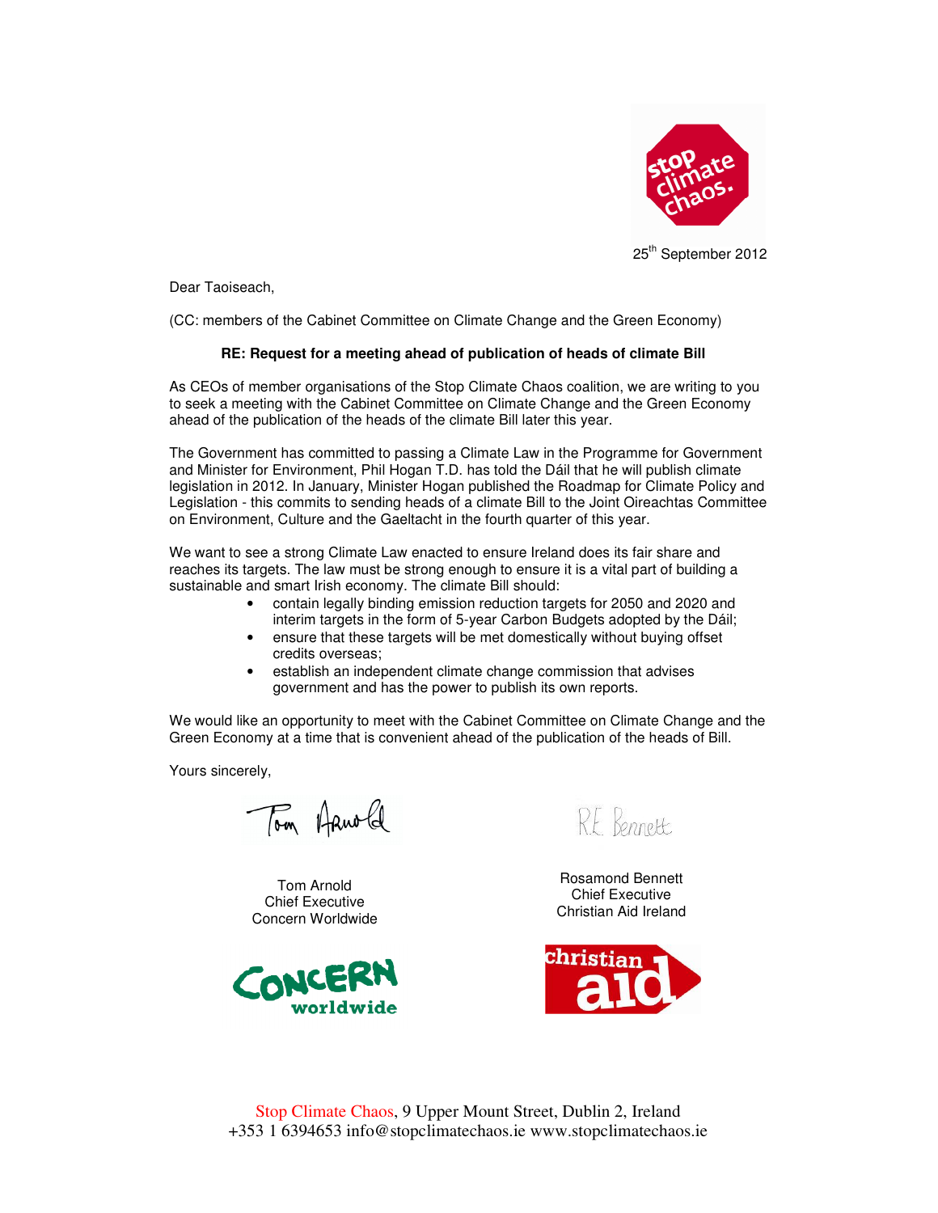25th September 2012

Dear Taoiseach,

(CC: members of the Cabinet Committee on Climate Change and the Green Economy)

**RE: Request for a meeting ahead of publication of heads of climate Bill**

As CEOs of member organisations of the Stop Climate Chaos coalition, we are writing to you to seek a meeting with the Cabinet Committee on Climate Change and the Green Economy ahead of the publication of the heads of the climate Bill later this year.

The Government has committed to passing a Climate Law in the Programme for Government and Minister for Environment, Phil Hogan T.D. has told the Dáil that he will publish climate legislation in 2012. In January, Minister Hogan published the Roadmap for Climate Policy and Legislation - this commits to sending heads of a climate Bill to the Joint Oireachtas Committee on Environment, Culture and the Gaeltacht in the fourth quarter of this year.

We want to see a strong Climate Law enacted to ensure Ireland does its fair share and reaches its targets. The law must be strong enough to ensure it is a vital part of building a sustainable and smart Irish economy. The climate Bill should:

- contain legally binding emission reduction targets for 2050 and 2020 and interim targets in the form of 5-year Carbon Budgets adopted by the Dáil;
- ensure that these targets will be met domestically without buying offset credits overseas;
- establish an independent climate change commission that advises government and has the power to publish its own reports.

We would like an opportunity to meet with the Cabinet Committee on Climate Change and the Green Economy at a time that is convenient ahead of the publication of the heads of Bill.

Yours sincerely,

Tom Arnold
Chief Executive
Concern Worldwide

Rosamond Bennett
Chief Executive
Christian Aid Ireland

Stop Climate Chaos, 9 Upper Mount Street, Dublin 2, Ireland
+353 1 6394653 info@stopclimatechaos.ie www.stopclimatechaos.ie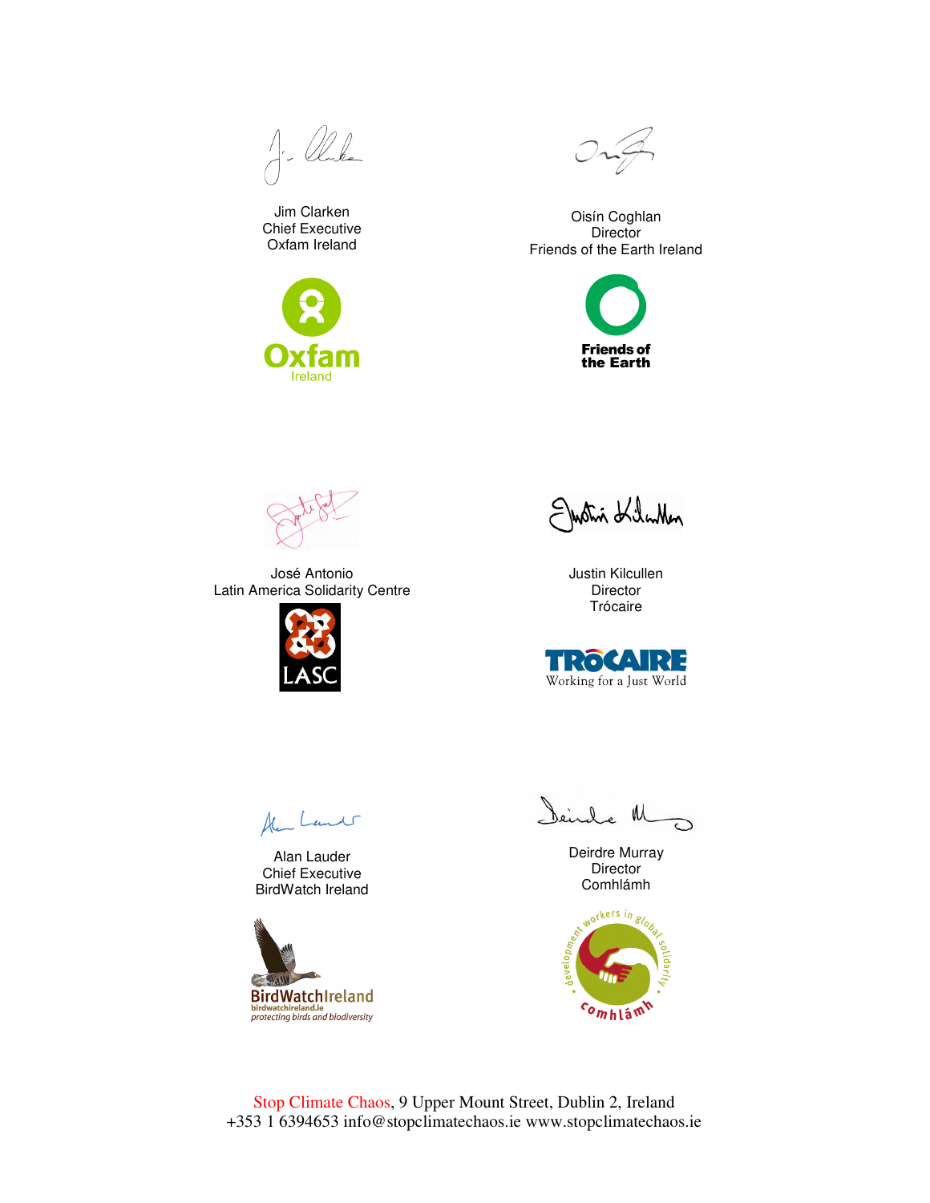Jim Clarken
Chief Executive
Oxfam Ireland

Oisín Coghlan
Director
Friends of the Earth Ireland

José Antonio
Latin America Solidarity Centre

Justin Kilcullen
Director
Trócaire

Alan Lauder
Chief Executive
BirdWatch Ireland

Deirdre Murray
Director
Comhlámh

Stop Climate Chaos, 9 Upper Mount Street, Dublin 2, Ireland
+353 1 6394653 info@stopclimatechaos.ie www.stopclimatechaos.ie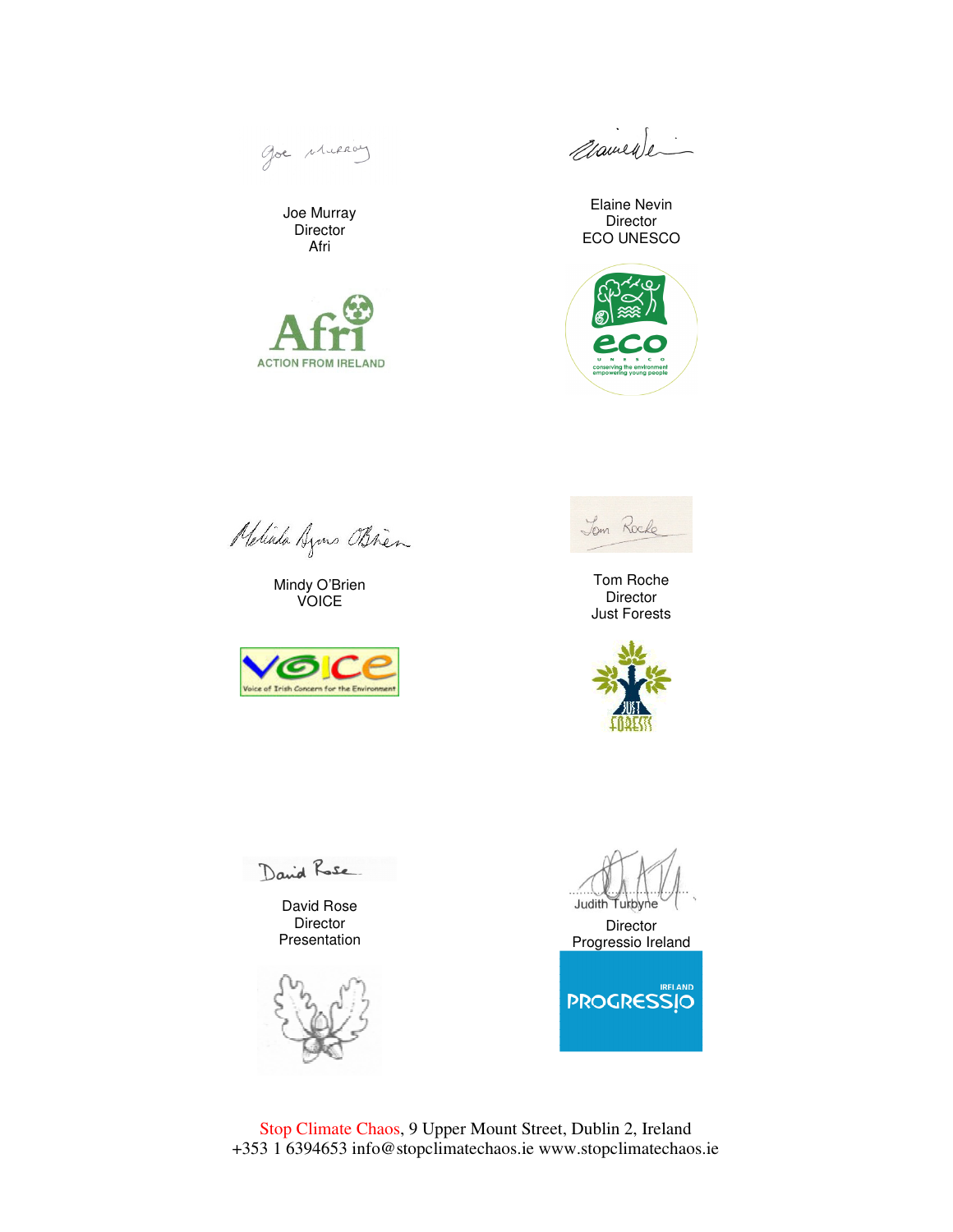Joe Murray
Director
Afri

Elaine Nevin
Director
ECO UNESCO

Mindy O'Brien
VOICE

Tom Roche
Director
Just Forests

David Rose
Director
Presentation

Judith Turbyne
Director
Progressio Ireland

Stop Climate Chaos, 9 Upper Mount Street, Dublin 2, Ireland
+353 1 6394653 info@stopclimatechaos.ie www.stopclimatechaos.ie